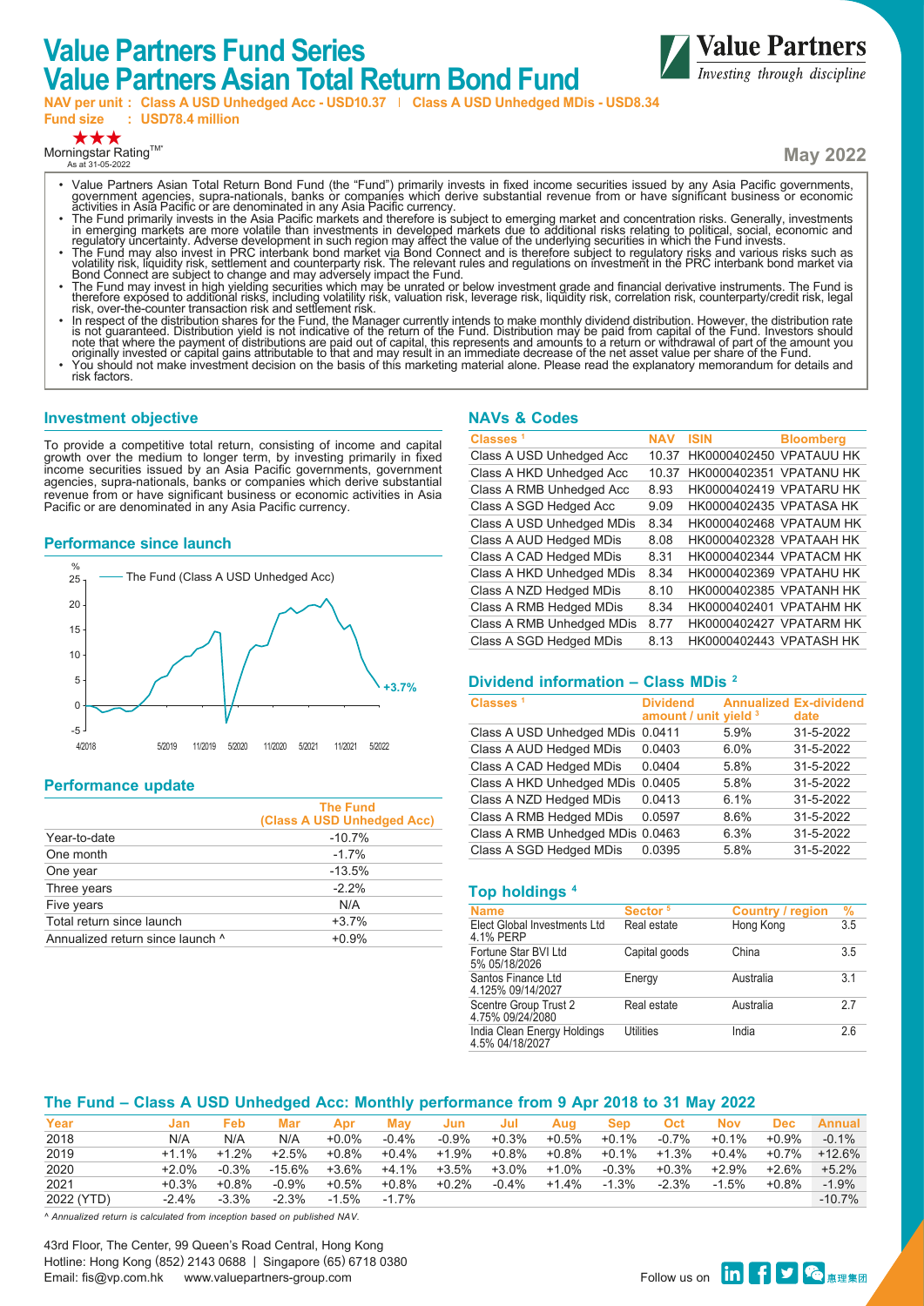# Value Partners Fund Series
# Value Partners Asian Total Return Bond Fund

**NAV per unit : Class A USD Unhedged Acc - USD10.37 | Class A USD Unhedged MDis - USD8.34**
**Fund size : USD78.4 million**

★★★
Morningstar Rating™*
As at 31-05-2022

**May 2022**

- Value Partners Asian Total Return Bond Fund (the "Fund") primarily invests in fixed income securities issued by any Asia Pacific governments, government agencies, supra-nationals, banks or companies which derive substantial revenue from or have significant business or economic activities in Asia Pacific or are denominated in any Asia Pacific currency.
- The Fund primarily invests in the Asia Pacific markets and therefore is subject to emerging market and concentration risks. Generally, investments in emerging markets are more volatile than investments in developed markets due to additional risks relating to political, social, economic and regulatory uncertainty. Adverse development in such region may affect the value of the underlying securities in which the Fund invests.
- The Fund may also invest in PRC interbank bond market via Bond Connect and is therefore subject to regulatory risks and various risks such as volatility risk, liquidity risk, settlement and counterparty risk. The relevant rules and regulations on investment in the PRC interbank bond market via Bond Connect are subject to change and may adversely impact the Fund.
- The Fund may invest in high yielding securities which may be unrated or below investment grade and financial derivative instruments. The Fund is therefore exposed to additional risks, including volatility risk, valuation risk, leverage risk, liquidity risk, correlation risk, counterparty/credit risk, legal risk, over-the-counter transaction risk and settlement risk.
- In respect of the distribution shares for the Fund, the Manager currently intends to make monthly dividend distribution. However, the distribution rate is not guaranteed. Distribution yield is not indicative of the return of the Fund. Distribution may be paid from capital of the Fund. Investors should note that where the payment of distributions are paid out of capital, this represents and amounts to a return or withdrawal of part of the amount you originally invested or capital gains attributable to that and may result in an immediate decrease of the net asset value per share of the Fund.
- You should not make investment decision on the basis of this marketing material alone. Please read the explanatory memorandum for details and risk factors.

## Investment objective

To provide a competitive total return, consisting of income and capital growth over the medium to longer term, by investing primarily in fixed income securities issued by an Asia Pacific governments, government agencies, supra-nationals, banks or companies which derive substantial revenue from or have significant business or economic activities in Asia Pacific or are denominated in any Asia Pacific currency.

## Performance since launch

%

The Fund (Class A USD Unhedged Acc)

+3.7%

4/2018 5/2019 11/2019 5/2020 11/2020 5/2021 11/2021 5/2022

## Performance update

| | The Fund (Class A USD Unhedged Acc) |
|---|---|
| Year-to-date | -10.7% |
| One month | -1.7% |
| One year | -13.5% |
| Three years | -2.2% |
| Five years | N/A |
| Total return since launch | +3.7% |
| Annualized return since launch ^ | +0.9% |

## NAVs & Codes

| Classes [1] | NAV | ISIN | Bloomberg |
|---|---|---|---|
| Class A USD Unhedged Acc | 10.37 | HK0000402450 | VPATAUU HK |
| Class A HKD Unhedged Acc | 10.37 | HK0000402351 | VPATAAH HK |
| Class A RMB Unhedged Acc | 8.93 | HK0000402419 | VPATARU HK |
| Class A SGD Hedged Acc | 9.09 | HK0000402435 | VPATASA HK |
| Class A USD Unhedged MDis | 8.34 | HK0000402468 | VPATAUM HK |
| Class A AUD Hedged MDis | 8.08 | HK0000402328 | VPATAAH HK |
| Class A CAD Hedged MDis | 8.31 | HK0000402344 | VPATACM HK |
| Class A HKD Unhedged MDis | 8.34 | HK0000402369 | VPATAHU HK |
| Class A NZD Hedged MDis | 8.10 | HK0000402385 | VPATANH HK |
| Class A RMB Hedged MDis | 8.34 | HK0000402401 | VPATAHM HK |
| Class A RMB Unhedged MDis | 8.77 | HK0000402427 | VPATARM HK |
| Class A SGD Hedged MDis | 8.13 | HK0000402443 | VPATASH HK |

## Dividend information – Class MDis [2]

| Classes [1] | Dividend amount / unit | Annualized yield [3] | Ex-dividend date |
|---|---|---|---|
| Class A USD Unhedged MDis | 0.0411 | 5.9% | 31-5-2022 |
| Class A AUD Hedged MDis | 0.0403 | 6.0% | 31-5-2022 |
| Class A CAD Hedged MDis | 0.0404 | 5.8% | 31-5-2022 |
| Class A HKD Unhedged MDis | 0.0405 | 5.8% | 31-5-2022 |
| Class A NZD Hedged MDis | 0.0413 | 6.1% | 31-5-2022 |
| Class A RMB Hedged MDis | 0.0597 | 8.6% | 31-5-2022 |
| Class A RMB Unhedged MDis | 0.0463 | 6.3% | 31-5-2022 |
| Class A SGD Hedged MDis | 0.0395 | 5.8% | 31-5-2022 |

## Top holdings [4]

| Name | Sector [5] | Country / region | % |
|---|---|---|---|
| Elect Global Investments Ltd 4.1% PERP | Real estate | Hong Kong | 3.5 |
| Fortune Star BVI Ltd 5% 05/18/2026 | Capital goods | China | 3.5 |
| Santos Finance Ltd 4.125% 09/14/2027 | Energy | Australia | 3.1 |
| Scentre Group Trust 2 4.75% 09/24/2080 | Real estate | Australia | 2.7 |
| India Clean Energy Holdings 4.5% 04/18/2027 | Utilities | India | 2.6 |

## The Fund – Class A USD Unhedged Acc: Monthly performance from 9 Apr 2018 to 31 May 2022

| Year | Jan | Feb | Mar | Apr | May | Jun | Jul | Aug | Sep | Oct | Nov | Dec | Annual |
|---|---|---|---|---|---|---|---|---|---|---|---|---|---|
| 2018 | N/A | N/A | N/A | +0.0% | -0.4% | -0.9% | +0.3% | +0.5% | +0.1% | -0.7% | +0.1% | +0.9% | -0.1% |
| 2019 | +1.1% | +1.2% | +2.5% | +0.8% | +0.4% | +1.9% | +0.8% | +0.8% | +0.1% | +1.3% | +0.4% | +0.7% | +12.6% |
| 2020 | +2.0% | -0.3% | -15.6% | +3.6% | +4.1% | +3.5% | +3.0% | +1.0% | -0.3% | +0.3% | +2.9% | +2.6% | +5.2% |
| 2021 | +0.3% | +0.8% | -0.9% | +0.5% | +0.8% | +0.2% | -0.4% | +1.4% | -1.3% | -2.3% | -1.5% | +0.8% | -1.9% |
| 2022 (YTD) | -2.4% | -3.3% | -2.3% | -1.5% | -1.7% | | | | | | | | -10.7% |

*^ Annualized return is calculated from inception based on published NAV.*

43rd Floor, The Center, 99 Queen's Road Central, Hong Kong
Hotline: Hong Kong (852) 2143 0688 | Singapore (65) 6718 0380
Email: fis@vp.com.hk www.valuepartners-group.com

Follow us on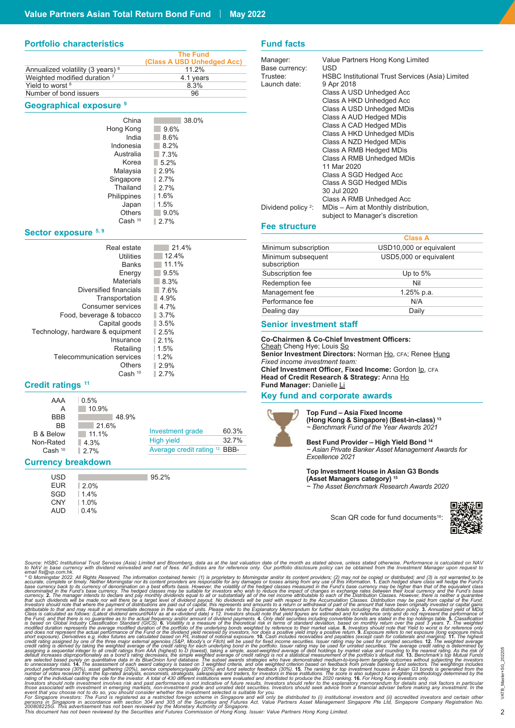## Portfolio characteristics

| | The Fund (Class A USD Unhedged Acc) |
|---|---|
| Annualized volatility (3 years) [6] | 11.2% |
| Weighted modified duration [7] | 4.1 years |
| Yield to worst [8] | 8.3% |
| Number of bond issuers | 96 |

## Geographical exposure [9]

China 38.0%
Hong Kong 9.6%
India 8.6%
Indonesia 8.2%
Australia 7.3%
Korea 5.2%
Malaysia 2.9%
Singapore 2.7%
Thailand 2.7%
Philippines 1.6%
Japan 1.5%
Others 9.0%
Cash [10] 2.7%

## Sector exposure [5, 9]

Real estate 21.4%
Utilities 12.4%
Banks 11.1%
Energy 9.5%
Materials 8.3%
Diversified financials 7.6%
Transportation 4.9%
Consumer services 4.7%
Food, beverage & tobacco 3.7%
Capital goods 3.5%
Technology, hardware & equipment 2.5%
Insurance 2.1%
Retailing 1.5%
Telecommunication services 1.2%
Others 2.9%
Cash [10] 2.7%

## Credit ratings [11]

AAA 0.5%
A 10.9%
BBB 48.9%
BB 21.6%
B & Below 11.1%
Non-Rated 4.3%
Cash [10] 2.7%

| | |
|---|---|
| Investment grade | 60.3% |
| High yield | 32.7% |
| Average credit rating [12] | BBB- |

## Currency breakdown

USD 95.2%
EUR 2.0%
SGD 1.4%
CNY 1.0%
AUD 0.4%

## Fund facts

| | |
|---|---|
| Manager: | Value Partners Hong Kong Limited |
| Base currency: | USD |
| Trustee: | HSBC Institutional Trust Services (Asia) Limited |
| Launch date: | 9 Apr 2018<br>Class A USD Unhedged Acc<br>Class A HKD Unhedged Acc<br>Class A USD Unhedged MDis<br>Class A AUD Hedged MDis<br>Class A CAD Hedged MDis<br>Class A HKD Unhedged MDis<br>Class A NZD Hedged MDis<br>Class A RMB Hedged MDis<br>Class A RMB Unhedged MDis<br>11 Mar 2020<br>Class A SGD Hedged Acc<br>Class A SGD Hedged MDis<br>30 Jul 2020<br>Class A RMB Unhedged Acc |
| Dividend policy [2]: | MDis – Aim at Monthly distribution, subject to Manager's discretion |

## Fee structure

| | Class A |
|---|---|
| Minimum subscription | USD10,000 or equivalent |
| Minimum subsequent subscription | USD5,000 or equivalent |
| Subscription fee | Up to 5% |
| Redemption fee | Nil |
| Management fee | 1.25% p.a. |
| Performance fee | N/A |
| Dealing day | Daily |

## Senior investment staff

**Co-Chairmen & Co-Chief Investment Officers:**
Cheah Cheng Hye; Louis So
**Senior Investment Directors:** Norman Ho, CFA; Renee Hung
*Fixed income investment team:*
**Chief Investment Officer, Fixed Income:** Gordon Ip, CFA
**Head of Credit Research & Strategy:** Anna Ho
**Fund Manager:** Danielle Li

## Key fund and corporate awards

**Top Fund – Asia Fixed Income (Hong Kong & Singapore) (Best-in-class)** [13]
*~ Benchmark Fund of the Year Awards 2021*

**Best Fund Provider – High Yield Bond** [14]
*~ Asian Private Banker Asset Management Awards for Excellence 2021*

**Top Investment House in Asian G3 Bonds (Asset Managers category)** [15]
*~ The Asset Benchmark Research Awards 2020*

Scan QR code for fund documents[16]:

Source: HSBC Institutional Trust Services (Asia) Limited and Bloomberg, data as at the last valuation date of the month as stated above, unless stated otherwise. Performance is calculated on NAV to NAV in base currency with dividend reinvested and net of fees. All indices are for reference only. Our portfolio disclosure policy can be obtained from the Investment Manager upon request to email fis@vp.com.hk.
* © Morningstar 2022. All Rights Reserved. The information contained herein: (1) is proprietary to Morningstar and/or its content providers; (2) may not be copied or distributed; and (3) is not warranted to be accurate, complete or timely. Neither Morningstar nor its content providers are responsible for any damages or losses arising from any use of this information. **1.** Each hedged share class will hedge the Fund's base currency back to its currency of denomination on a best efforts basis. However, the volatility of the hedged classes measured in the Fund's base currency may be higher than that of the equivalent class denominated in the Fund's base currency. The hedged classes may be suitable for investors who wish to reduce the impact of changes in exchange rates between their local currency and the Fund's base currency. **2.** The manager intends to declare and pay monthly dividends equal to all or substantially all of the net income attributable to each of the Distribution Classes. However, there is neither a guarantee that such dividends will be made nor will there be a target level of dividend payout. No dividends will be paid with respect to the Accumulation Classes. Distribution may be paid from capital of the Fund. Investors should note that where the payment of distributions are paid out of capital, this represents and amounts to a return or withdrawal of part of the amount that they have been originally invested or capital gains attributable to that and may result in an immediate decrease in the value of units. Please refer to the Explanatory Memorandum for further details including the distribution policy. **3.** Annualized yield of MDis Class is calculated as follows: (Latest dividend amount/NAV as at ex-dividend date) x 12. Investors should note that yield figures are estimated and for reference only and do not represent the performance of the Fund, and that there is no guarantee as to the actual frequency and/or amount of dividend payments. **4.** Only debt securities including convertible bonds are stated in the top holdings table. **5.** Classification is based on Global Industry Classification Standard (GICS). **6.** Volatility is a measure of the theoretical risk in terms of standard deviation, based on monthly return over the past 3 years. **7.** The weighted modified duration represents the average modified duration of the portfolio of the underlying bonds weighted by reference to their market value. **8.** Investors should note that Yield to worst is for reference only and does not represent the actual performance of the Fund or the dividend yield received by investors, nor does a positive yield imply a positive return. **9.** Exposure refers to net exposure (long exposure minus short exposure). Derivatives e.g. index futures are calculated based on P/L instead of notional exposure. **10.** Cash includes receivables and payables (except cash for collaterals and margins). **11.** The highest credit rating assigned by one of the three major external agencies (S&P, Moody's or Fitch) will be used for fixed income securities. Issuer rating may be used for unrated securities. **12.** The weighted average credit rating is derived by taking the weighted average of the credit rating for each underlying bond in the portfolio. Issuer rating may be used for unrated securities. The average credit rating is determined by assigning a sequential integer to all credit ratings from AAA (highest) to D (lowest), taking a simple, asset-weighted average of debt holdings by market value and rounding to the nearest rating. As the risk of default increases disproportionately as a bond's rating decreases, the simple weighted average of credit ratings is not a statistical measurement of the portfolio's default risk. **13.** Benchmark's top Mutual Funds are selected based purely on quantitative data in its BlueOnion fund database. The subset awards strategies who have demonstrated medium-to-long-term tangible outcomes without subjecting the investors to unnecessary risks. **14.** The assessment of each award category is based on 3 weighted criteria, and one weighted criterion based on feedback from private banking fund selectors. The weightings includes product performance (30%), asset gathering (20%), service competency/quality (20%) and fund selector feedback (30%). **15.** The ranking for top investment houses in Asian G3 bonds is generated from the number of votes received from the top-rated analysts, economists, strategists, salespeople and traders, for investors in these institutions. The score is also subject to a weighting methodology determined by the rating of the individual casting the vote for the investor. A total of 430 different institutions were evaluated and shortlisted to produce the 2020 ranking. **16.** For Hong Kong investors only.
Investors should note investment involves risk and past performance is not indicative of future results. Investors should refer to the explanatory memorandum for details and risk factors in particular those associated with investment in emerging markets, non-investment grade and unrated debt securities. Investors should seek advice from a financial adviser before making any investment. In the event that you choose not to do so, you should consider whether the investment selected is suitable for you.
For Singapore investors: The Fund is registered as a restricted foreign scheme in Singapore and will only be distributed to (i) institutional investors and (ii) accredited investors and certain other persons in Singapore in accordance with section 304 and 305 of the Securities and Futures Act. Value Partners Asset Management Singapore Pte Ltd, Singapore Company Registration No. 200808225G. This advertisement has not been reviewed by the Monetary Authority of Singapore.
This document has not been reviewed by the Securities and Futures Commission of Hong Kong. Issuer: Value Partners Hong Kong Limited.